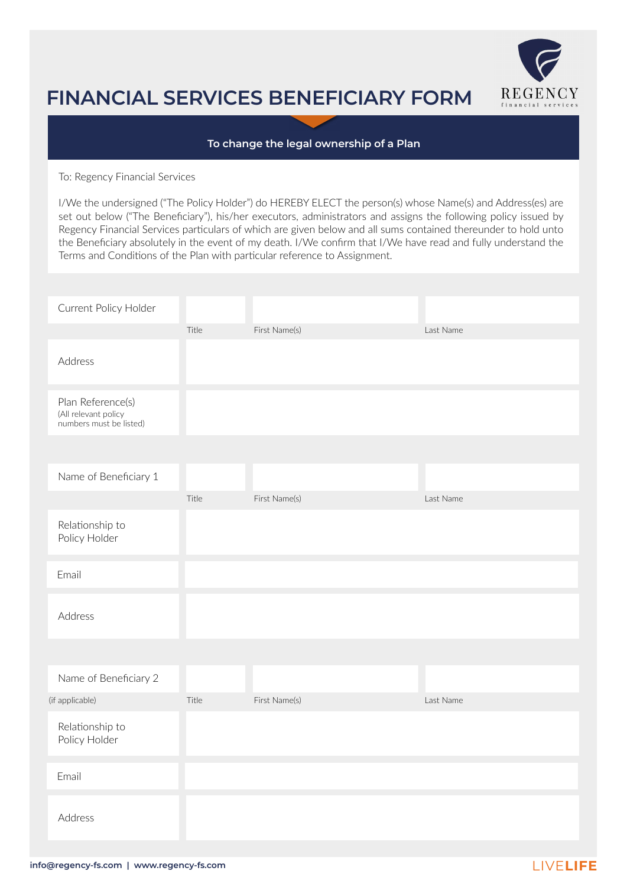# FINANCIAL SERVICES BENEFICIARY FORM

REGENCY financial services

**To change the legal ownership of a Plan**

To: Regency Financial Services

I/We the undersigned ("The Policy Holder") do HEREBY ELECT the person(s) whose Name(s) and Address(es) are set out below ("The Beneficiary"), his/her executors, administrators and assigns the following policy issued by Regency Financial Services particulars of which are given below and all sums contained thereunder to hold unto the Beneficiary absolutely in the event of my death. I/We confirm that I/We have read and fully understand the Terms and Conditions of the Plan with particular reference to Assignment.

| | | | |
|---|---|---|---|
| Current Policy Holder | Title | First Name(s) | Last Name |
| Address | | | |
| Plan Reference(s) (All relevant policy numbers must be listed) | | | |

| | | | |
|---|---|---|---|
| Name of Beneficiary 1 | Title | First Name(s) | Last Name |
| Relationship to Policy Holder | | | |
| Email | | | |
| Address | | | |

| | | | |
|---|---|---|---|
| Name of Beneficiary 2 (if applicable) | Title | First Name(s) | Last Name |
| Relationship to Policy Holder | | | |
| Email | | | |
| Address | | | |

**info@regency-fs.com | www.regency-fs.com**

LIVE**LIFE**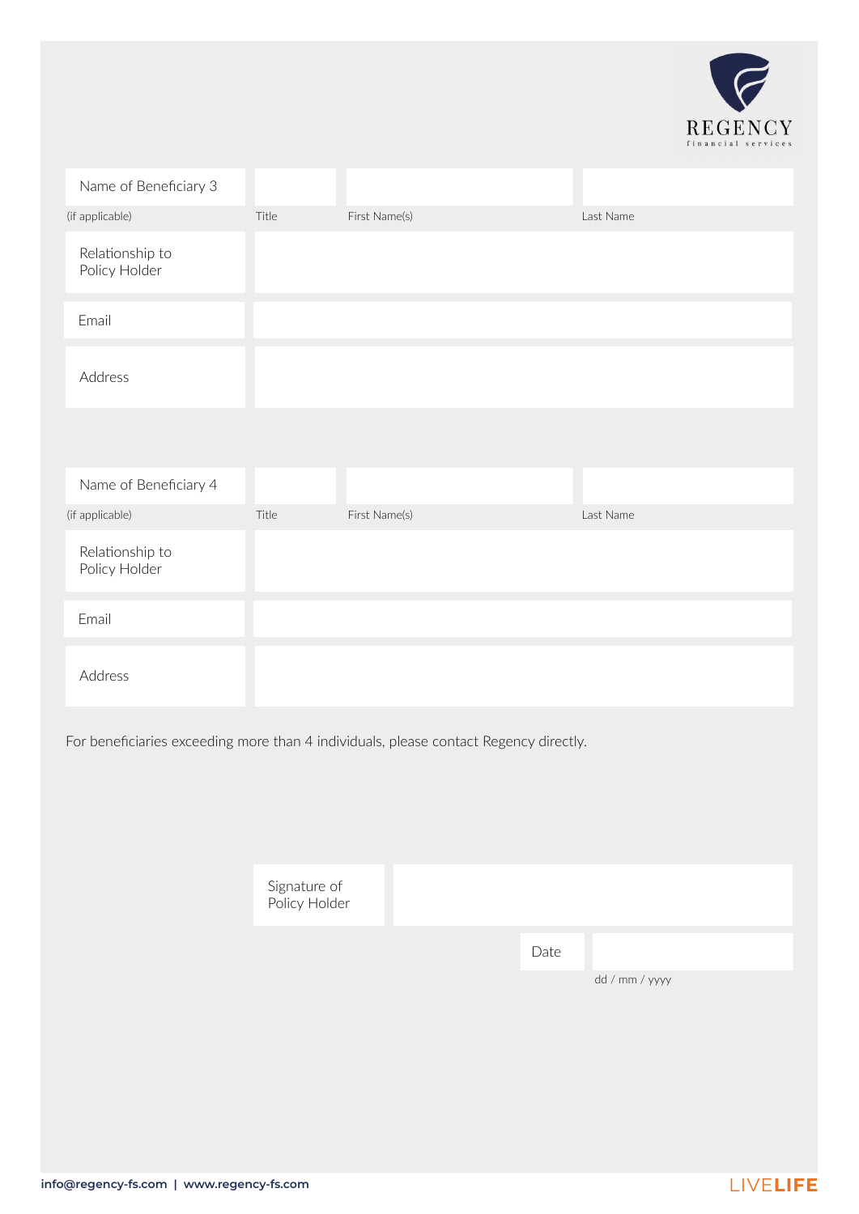REGENCY
financial services

| | | | |
|---|---|---|---|
| Name of Beneficiary 3 (if applicable) | Title | First Name(s) | Last Name |
| Relationship to Policy Holder | | | |
| Email | | | |
| Address | | | |

| | | | |
|---|---|---|---|
| Name of Beneficiary 4 (if applicable) | Title | First Name(s) | Last Name |
| Relationship to Policy Holder | | | |
| Email | | | |
| Address | | | |

For beneficiaries exceeding more than 4 individuals, please contact Regency directly.

| | |
|---|---|
| Signature of Policy Holder | |
| Date | dd / mm / yyyy |

info@regency-fs.com | www.regency-fs.com

LIVE**LIFE**